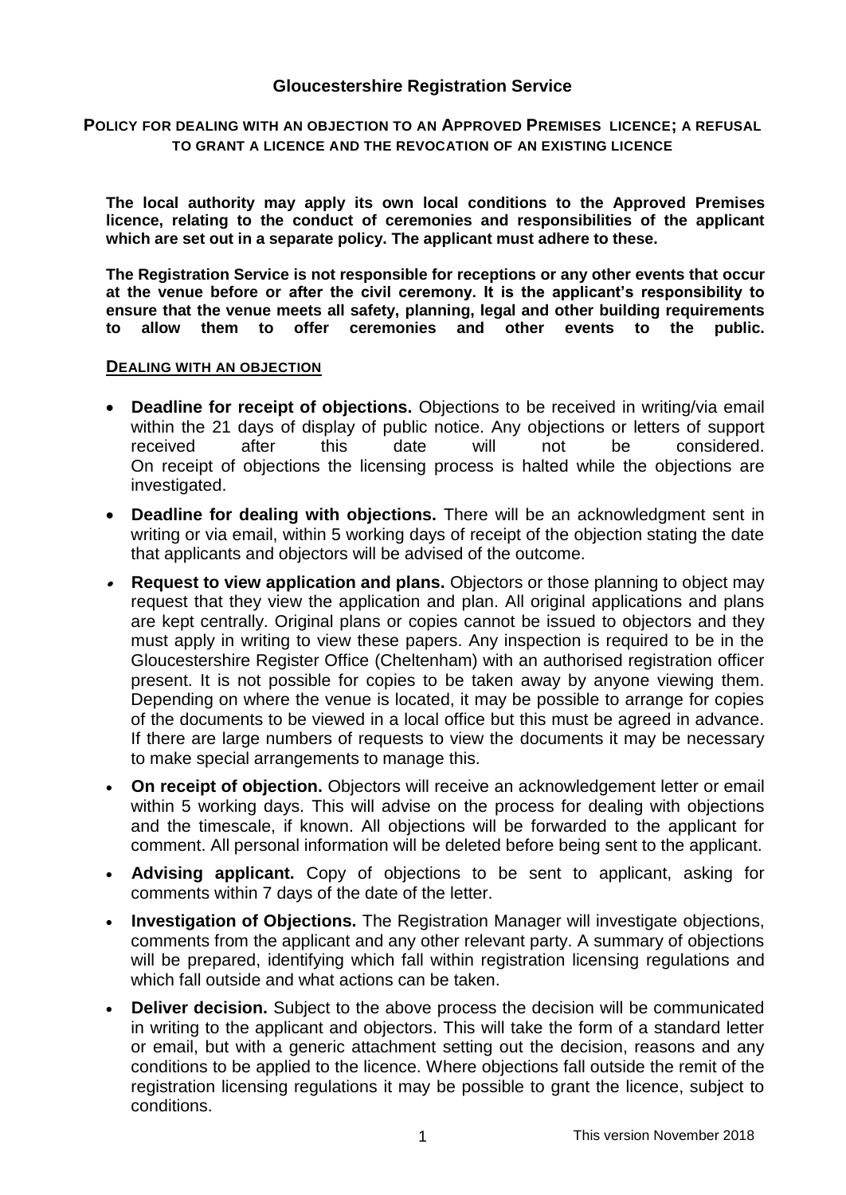# Gloucestershire Registration Service

## POLICY FOR DEALING WITH AN OBJECTION TO AN APPROVED PREMISES LICENCE; A REFUSAL TO GRANT A LICENCE AND THE REVOCATION OF AN EXISTING LICENCE

**The local authority may apply its own local conditions to the Approved Premises licence, relating to the conduct of ceremonies and responsibilities of the applicant which are set out in a separate policy. The applicant must adhere to these.**

**The Registration Service is not responsible for receptions or any other events that occur at the venue before or after the civil ceremony. It is the applicant's responsibility to ensure that the venue meets all safety, planning, legal and other building requirements to allow them to offer ceremonies and other events to the public.**

### DEALING WITH AN OBJECTION

- **Deadline for receipt of objections.** Objections to be received in writing/via email within the 21 days of display of public notice. Any objections or letters of support received after this date will not be considered. On receipt of objections the licensing process is halted while the objections are investigated.
- **Deadline for dealing with objections.** There will be an acknowledgment sent in writing or via email, within 5 working days of receipt of the objection stating the date that applicants and objectors will be advised of the outcome.
- **Request to view application and plans.** Objectors or those planning to object may request that they view the application and plan. All original applications and plans are kept centrally. Original plans or copies cannot be issued to objectors and they must apply in writing to view these papers. Any inspection is required to be in the Gloucestershire Register Office (Cheltenham) with an authorised registration officer present. It is not possible for copies to be taken away by anyone viewing them. Depending on where the venue is located, it may be possible to arrange for copies of the documents to be viewed in a local office but this must be agreed in advance. If there are large numbers of requests to view the documents it may be necessary to make special arrangements to manage this.
- **On receipt of objection.** Objectors will receive an acknowledgement letter or email within 5 working days. This will advise on the process for dealing with objections and the timescale, if known. All objections will be forwarded to the applicant for comment. All personal information will be deleted before being sent to the applicant.
- **Advising applicant.** Copy of objections to be sent to applicant, asking for comments within 7 days of the date of the letter.
- **Investigation of Objections.** The Registration Manager will investigate objections, comments from the applicant and any other relevant party. A summary of objections will be prepared, identifying which fall within registration licensing regulations and which fall outside and what actions can be taken.
- **Deliver decision.** Subject to the above process the decision will be communicated in writing to the applicant and objectors. This will take the form of a standard letter or email, but with a generic attachment setting out the decision, reasons and any conditions to be applied to the licence. Where objections fall outside the remit of the registration licensing regulations it may be possible to grant the licence, subject to conditions.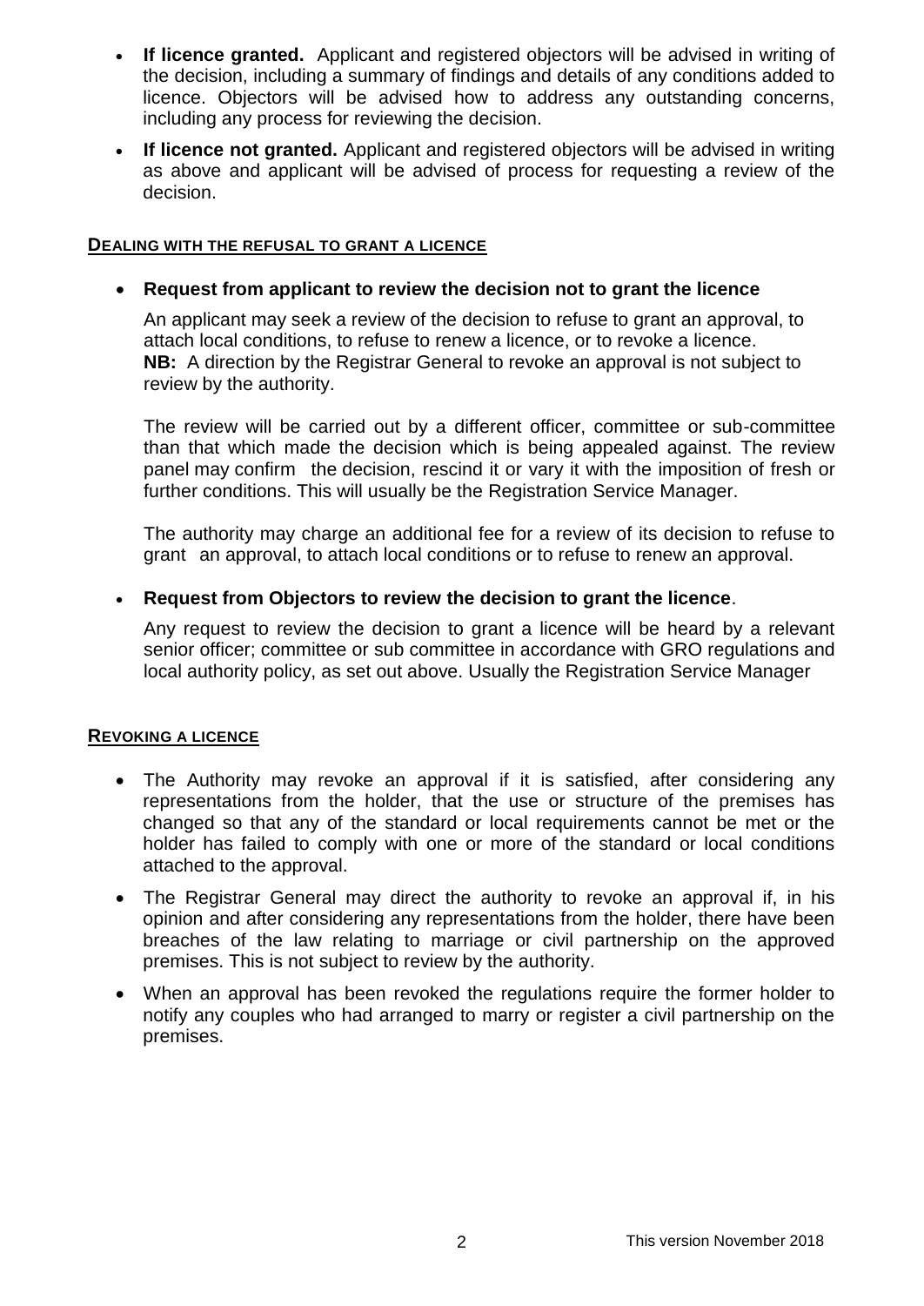- **If licence granted.** Applicant and registered objectors will be advised in writing of the decision, including a summary of findings and details of any conditions added to licence. Objectors will be advised how to address any outstanding concerns, including any process for reviewing the decision.
- **If licence not granted.** Applicant and registered objectors will be advised in writing as above and applicant will be advised of process for requesting a review of the decision.

## DEALING WITH THE REFUSAL TO GRANT A LICENCE

- **Request from applicant to review the decision not to grant the licence**

  An applicant may seek a review of the decision to refuse to grant an approval, to attach local conditions, to refuse to renew a licence, or to revoke a licence.
  **NB:** A direction by the Registrar General to revoke an approval is not subject to review by the authority.

  The review will be carried out by a different officer, committee or sub-committee than that which made the decision which is being appealed against. The review panel may confirm the decision, rescind it or vary it with the imposition of fresh or further conditions. This will usually be the Registration Service Manager.

  The authority may charge an additional fee for a review of its decision to refuse to grant an approval, to attach local conditions or to refuse to renew an approval.

- **Request from Objectors to review the decision to grant the licence**.

  Any request to review the decision to grant a licence will be heard by a relevant senior officer; committee or sub committee in accordance with GRO regulations and local authority policy, as set out above. Usually the Registration Service Manager

## REVOKING A LICENCE

- The Authority may revoke an approval if it is satisfied, after considering any representations from the holder, that the use or structure of the premises has changed so that any of the standard or local requirements cannot be met or the holder has failed to comply with one or more of the standard or local conditions attached to the approval.
- The Registrar General may direct the authority to revoke an approval if, in his opinion and after considering any representations from the holder, there have been breaches of the law relating to marriage or civil partnership on the approved premises. This is not subject to review by the authority.
- When an approval has been revoked the regulations require the former holder to notify any couples who had arranged to marry or register a civil partnership on the premises.